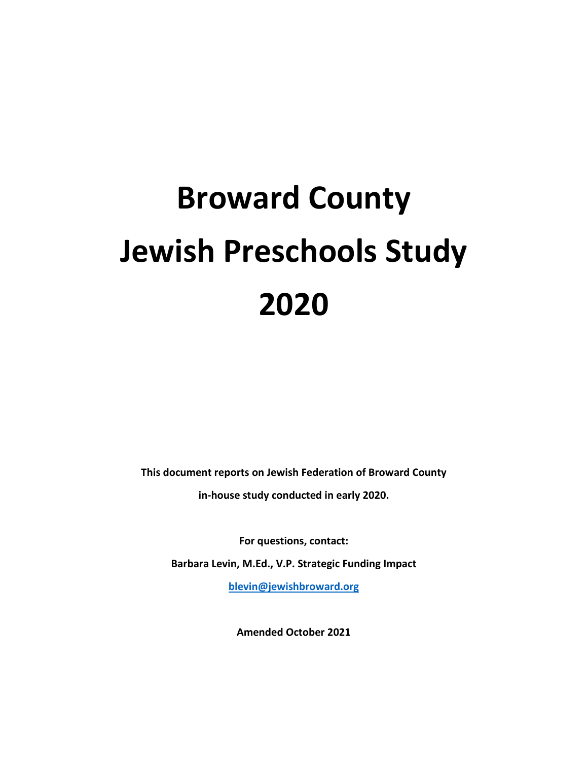# Broward County Jewish Preschools Study 2020

**This document reports on Jewish Federation of Broward County in-house study conducted in early 2020.**

**For questions, contact:**

**Barbara Levin, M.Ed., V.P. Strategic Funding Impact**

**blevin@jewishbroward.org**

**Amended October 2021**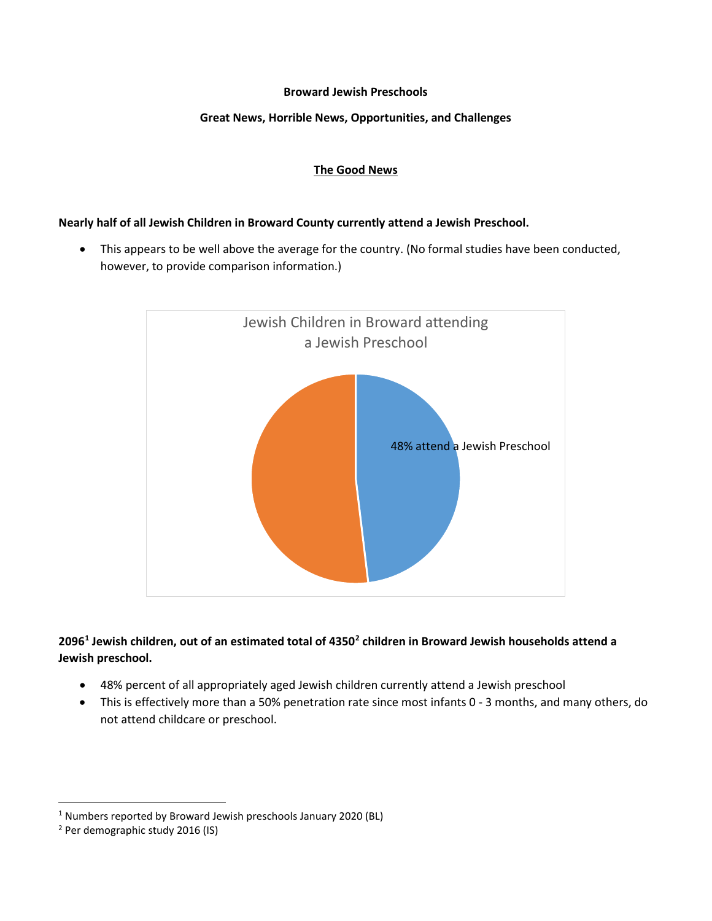**Broward Jewish Preschools**

**Great News, Horrible News, Opportunities, and Challenges**

## The Good News

**Nearly half of all Jewish Children in Broward County currently attend a Jewish Preschool.**

- This appears to be well above the average for the country. (No formal studies have been conducted, however, to provide comparison information.)

Jewish Children in Broward attending a Jewish Preschool

48% attend a Jewish Preschool

**2096[1] Jewish children, out of an estimated total of 4350[2] children in Broward Jewish households attend a Jewish preschool.**

- 48% percent of all appropriately aged Jewish children currently attend a Jewish preschool
- This is effectively more than a 50% penetration rate since most infants 0 - 3 months, and many others, do not attend childcare or preschool.

[1] Numbers reported by Broward Jewish preschools January 2020 (BL)

[2] Per demographic study 2016 (IS)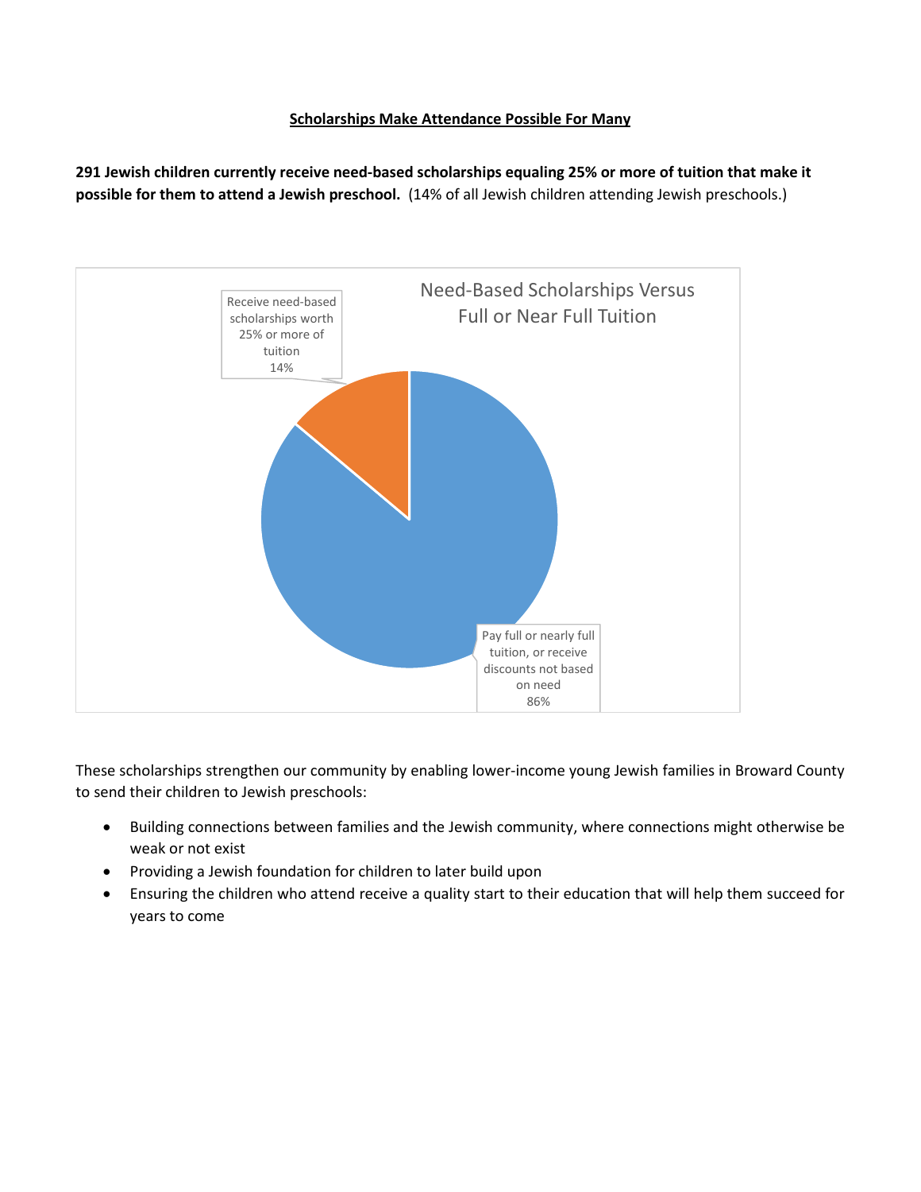## Scholarships Make Attendance Possible For Many

**291 Jewish children currently receive need-based scholarships equaling 25% or more of tuition that make it possible for them to attend a Jewish preschool.** (14% of all Jewish children attending Jewish preschools.)

Need-Based Scholarships Versus Full or Near Full Tuition

Receive need-based scholarships worth 25% or more of tuition 14%

Pay full or nearly full tuition, or receive discounts not based on need 86%

These scholarships strengthen our community by enabling lower-income young Jewish families in Broward County to send their children to Jewish preschools:

- Building connections between families and the Jewish community, where connections might otherwise be weak or not exist
- Providing a Jewish foundation for children to later build upon
- Ensuring the children who attend receive a quality start to their education that will help them succeed for years to come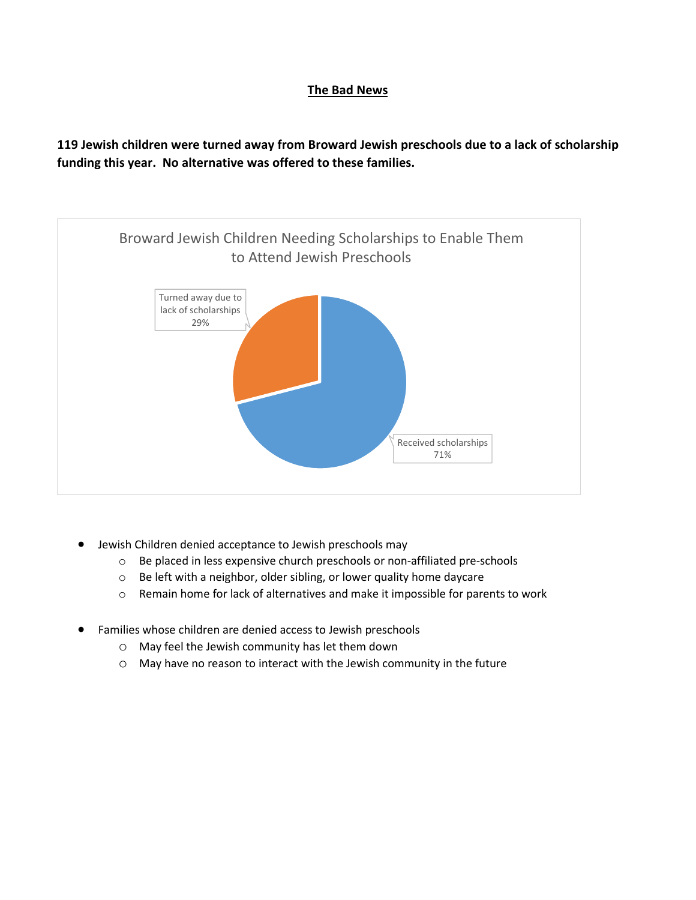## The Bad News

**119 Jewish children were turned away from Broward Jewish preschools due to a lack of scholarship funding this year. No alternative was offered to these families.**

Broward Jewish Children Needing Scholarships to Enable Them to Attend Jewish Preschools

Turned away due to lack of scholarships 29%

Received scholarships 71%

- Jewish Children denied acceptance to Jewish preschools may
  - Be placed in less expensive church preschools or non-affiliated pre-schools
  - Be left with a neighbor, older sibling, or lower quality home daycare
  - Remain home for lack of alternatives and make it impossible for parents to work

- Families whose children are denied access to Jewish preschools
  - May feel the Jewish community has let them down
  - May have no reason to interact with the Jewish community in the future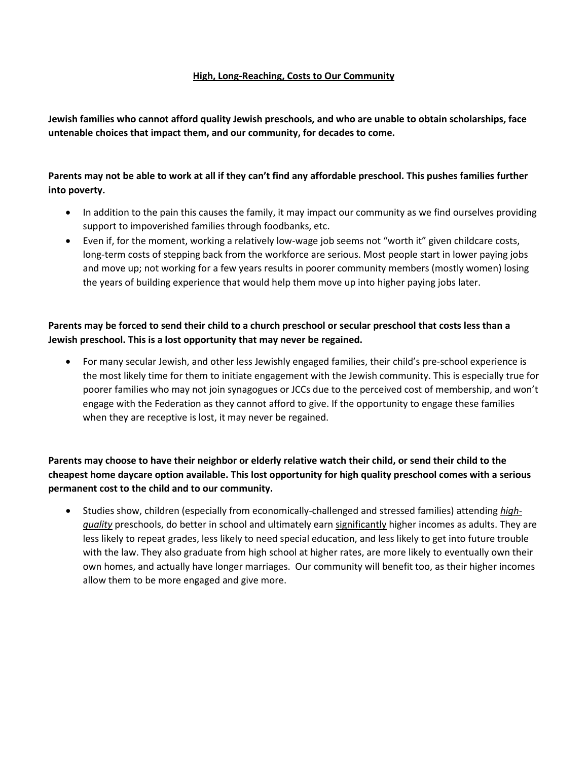## High, Long-Reaching, Costs to Our Community

**Jewish families who cannot afford quality Jewish preschools, and who are unable to obtain scholarships, face untenable choices that impact them, and our community, for decades to come.**

**Parents may not be able to work at all if they can't find any affordable preschool. This pushes families further into poverty.**

- In addition to the pain this causes the family, it may impact our community as we find ourselves providing support to impoverished families through foodbanks, etc.
- Even if, for the moment, working a relatively low-wage job seems not "worth it" given childcare costs, long-term costs of stepping back from the workforce are serious. Most people start in lower paying jobs and move up; not working for a few years results in poorer community members (mostly women) losing the years of building experience that would help them move up into higher paying jobs later.

**Parents may be forced to send their child to a church preschool or secular preschool that costs less than a Jewish preschool. This is a lost opportunity that may never be regained.**

- For many secular Jewish, and other less Jewishly engaged families, their child's pre-school experience is the most likely time for them to initiate engagement with the Jewish community. This is especially true for poorer families who may not join synagogues or JCCs due to the perceived cost of membership, and won't engage with the Federation as they cannot afford to give. If the opportunity to engage these families when they are receptive is lost, it may never be regained.

**Parents may choose to have their neighbor or elderly relative watch their child, or send their child to the cheapest home daycare option available. This lost opportunity for high quality preschool comes with a serious permanent cost to the child and to our community.**

- Studies show, children (especially from economically-challenged and stressed families) attending <u>*high-quality*</u> preschools, do better in school and ultimately earn <u>significantly</u> higher incomes as adults. They are less likely to repeat grades, less likely to need special education, and less likely to get into future trouble with the law. They also graduate from high school at higher rates, are more likely to eventually own their own homes, and actually have longer marriages. Our community will benefit too, as their higher incomes allow them to be more engaged and give more.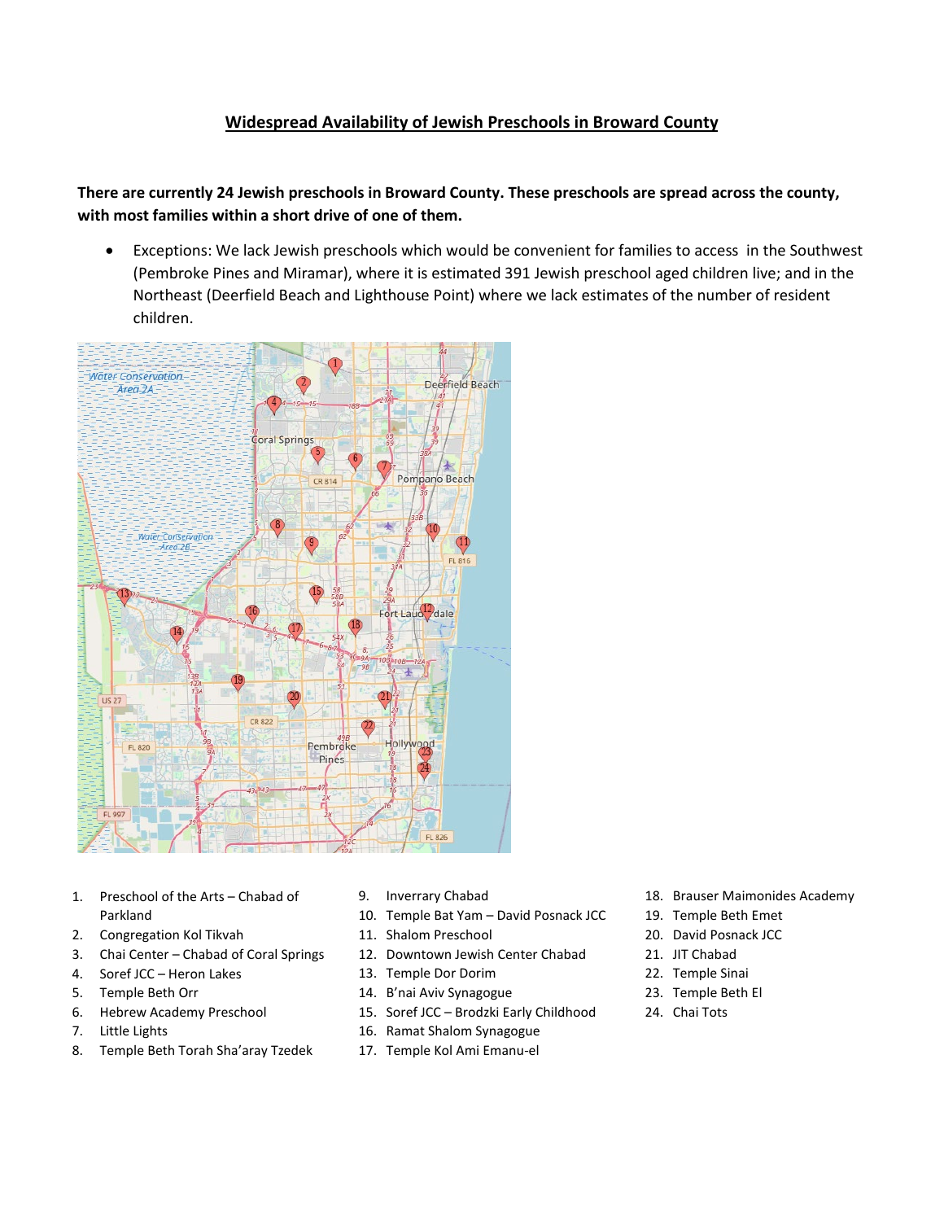## Widespread Availability of Jewish Preschools in Broward County

**There are currently 24 Jewish preschools in Broward County. These preschools are spread across the county, with most families within a short drive of one of them.**

- Exceptions: We lack Jewish preschools which would be convenient for families to access in the Southwest (Pembroke Pines and Miramar), where it is estimated 391 Jewish preschool aged children live; and in the Northeast (Deerfield Beach and Lighthouse Point) where we lack estimates of the number of resident children.

1. Preschool of the Arts – Chabad of Parkland
2. Congregation Kol Tikvah
3. Chai Center – Chabad of Coral Springs
4. Soref JCC – Heron Lakes
5. Temple Beth Orr
6. Hebrew Academy Preschool
7. Little Lights
8. Temple Beth Torah Sha'aray Tzedek
9. Inverrary Chabad
10. Temple Bat Yam – David Posnack JCC
11. Shalom Preschool
12. Downtown Jewish Center Chabad
13. Temple Dor Dorim
14. B'nai Aviv Synagogue
15. Soref JCC – Brodzki Early Childhood
16. Ramat Shalom Synagogue
17. Temple Kol Ami Emanu-el
18. Brauser Maimonides Academy
19. Temple Beth Emet
20. David Posnack JCC
21. JIT Chabad
22. Temple Sinai
23. Temple Beth El
24. Chai Tots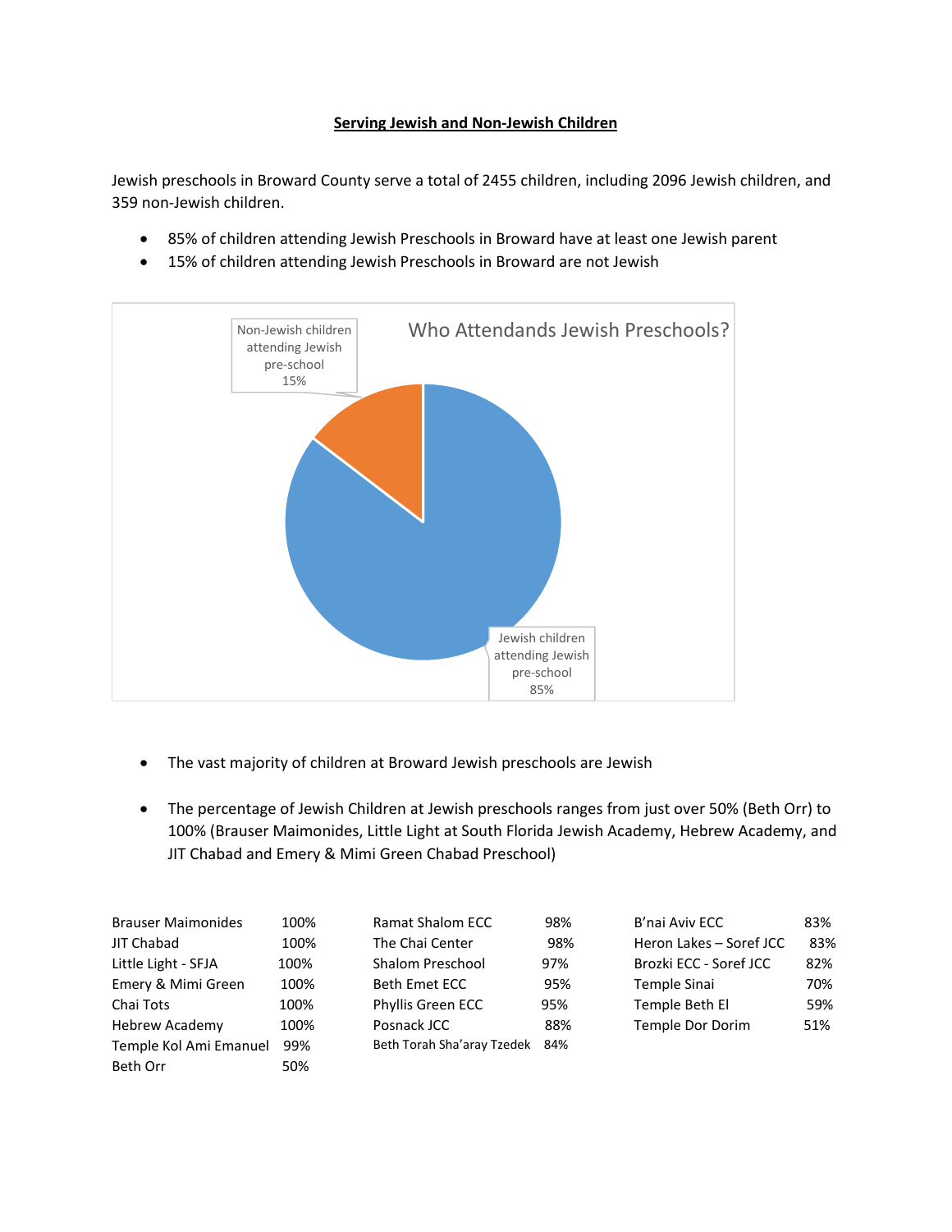# Serving Jewish and Non-Jewish Children

Jewish preschools in Broward County serve a total of 2455 children, including 2096 Jewish children, and 359 non-Jewish children.

- 85% of children attending Jewish Preschools in Broward have at least one Jewish parent
- 15% of children attending Jewish Preschools in Broward are not Jewish

**Who Attendands Jewish Preschools?**

- Non-Jewish children attending Jewish pre-school 15%
- Jewish children attending Jewish pre-school 85%

- The vast majority of children at Broward Jewish preschools are Jewish
- The percentage of Jewish Children at Jewish preschools ranges from just over 50% (Beth Orr) to 100% (Brauser Maimonides, Little Light at South Florida Jewish Academy, Hebrew Academy, and JIT Chabad and Emery & Mimi Green Chabad Preschool)

| Preschool | % | Preschool | % | Preschool | % |
|---|---|---|---|---|---|
| Brauser Maimonides | 100% | Ramat Shalom ECC | 98% | B'nai Aviv ECC | 83% |
| JIT Chabad | 100% | The Chai Center | 98% | Heron Lakes – Soref JCC | 83% |
| Little Light - SFJA | 100% | Shalom Preschool | 97% | Brozki ECC - Soref JCC | 82% |
| Emery & Mimi Green | 100% | Beth Emet ECC | 95% | Temple Sinai | 70% |
| Chai Tots | 100% | Phyllis Green ECC | 95% | Temple Beth El | 59% |
| Hebrew Academy | 100% | Posnack JCC | 88% | Temple Dor Dorim | 51% |
| Temple Kol Ami Emanuel | 99% | Beth Torah Sha'aray Tzedek | 84% | | |
| Beth Orr | 50% | | | | |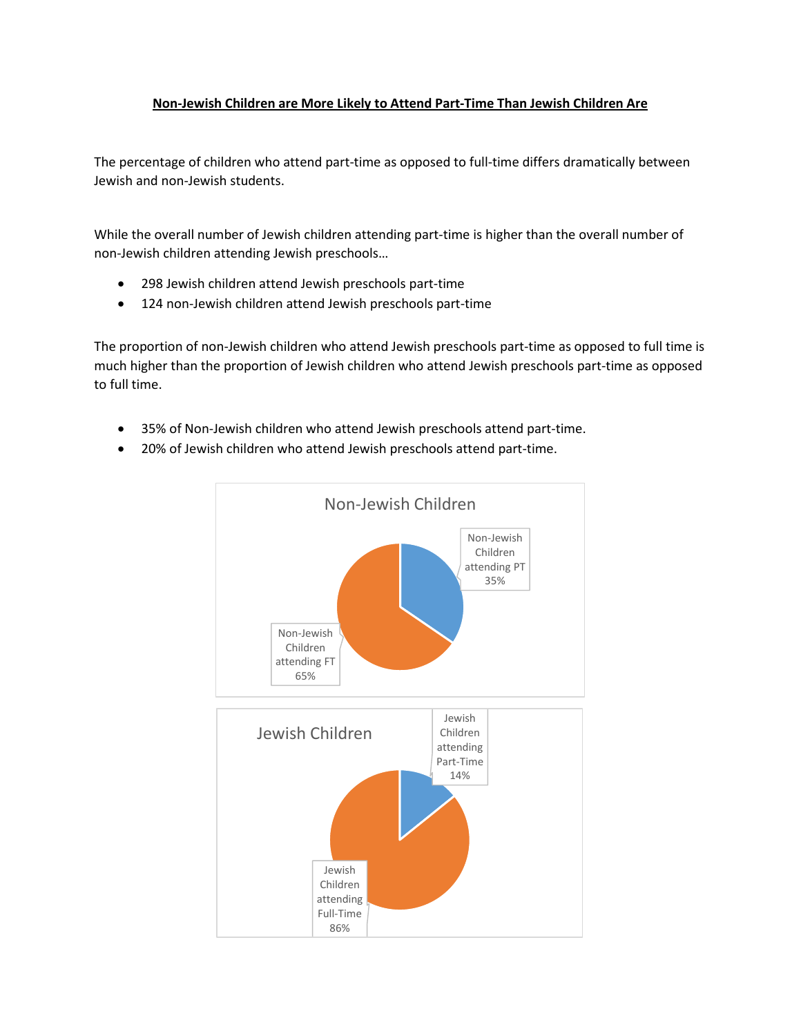**Non-Jewish Children are More Likely to Attend Part-Time Than Jewish Children Are**

The percentage of children who attend part-time as opposed to full-time differs dramatically between Jewish and non-Jewish students.

While the overall number of Jewish children attending part-time is higher than the overall number of non-Jewish children attending Jewish preschools…

- 298 Jewish children attend Jewish preschools part-time
- 124 non-Jewish children attend Jewish preschools part-time

The proportion of non-Jewish children who attend Jewish preschools part-time as opposed to full time is much higher than the proportion of Jewish children who attend Jewish preschools part-time as opposed to full time.

- 35% of Non-Jewish children who attend Jewish preschools attend part-time.
- 20% of Jewish children who attend Jewish preschools attend part-time.

Non-Jewish Children

Non-Jewish Children attending PT 35%

Non-Jewish Children attending FT 65%

Jewish Children

Jewish Children attending Part-Time 14%

Jewish Children attending Full-Time 86%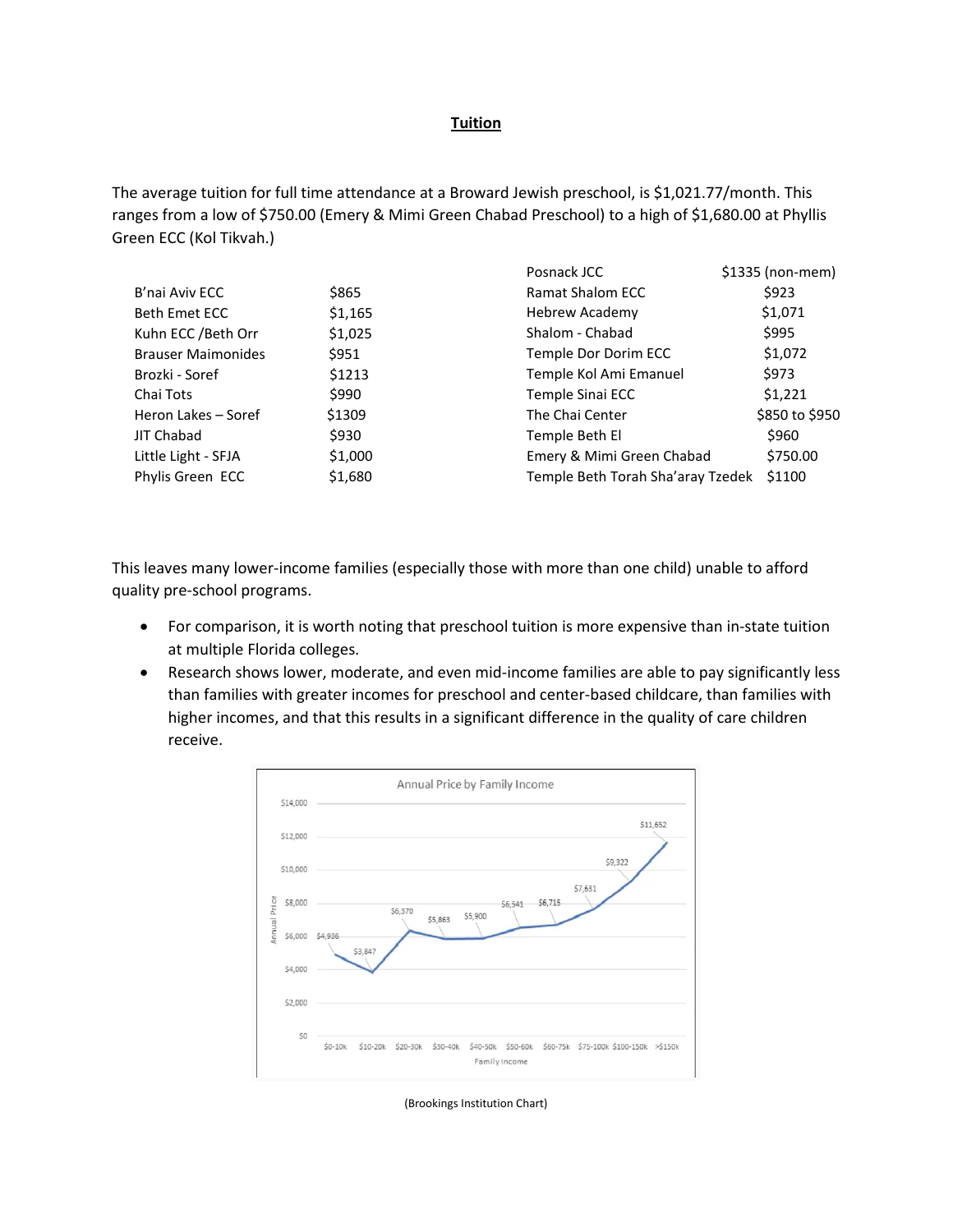## Tuition

The average tuition for full time attendance at a Broward Jewish preschool, is $1,021.77/month. This ranges from a low of $750.00 (Emery & Mimi Green Chabad Preschool) to a high of $1,680.00 at Phyllis Green ECC (Kol Tikvah.)

| School | Tuition | School | Tuition |
|---|---|---|---|
| | | Posnack JCC | $1335 (non-mem) |
| B'nai Aviv ECC | $865 | Ramat Shalom ECC | $923 |
| Beth Emet ECC | $1,165 | Hebrew Academy | $1,071 |
| Kuhn ECC /Beth Orr | $1,025 | Shalom - Chabad | $995 |
| Brauser Maimonides | $951 | Temple Dor Dorim ECC | $1,072 |
| Brozki - Soref | $1213 | Temple Kol Ami Emanuel | $973 |
| Chai Tots | $990 | Temple Sinai ECC | $1,221 |
| Heron Lakes – Soref | $1309 | The Chai Center | $850 to $950 |
| JIT Chabad | $930 | Temple Beth El | $960 |
| Little Light - SFJA | $1,000 | Emery & Mimi Green Chabad | $750.00 |
| Phylis Green ECC | $1,680 | Temple Beth Torah Sha'aray Tzedek | $1100 |

This leaves many lower-income families (especially those with more than one child) unable to afford quality pre-school programs.

- For comparison, it is worth noting that preschool tuition is more expensive than in-state tuition at multiple Florida colleges.
- Research shows lower, moderate, and even mid-income families are able to pay significantly less than families with greater incomes for preschool and center-based childcare, than families with higher incomes, and that this results in a significant difference in the quality of care children receive.

**Annual Price by Family Income**

| Family Income | Annual Price |
|---|---|
| $0-10k | $4,936 |
| $10-20k | $3,847 |
| $20-30k | $6,370 |
| $30-40k | $5,863 |
| $40-50k | $5,900 |
| $50-60k | $6,541 |
| $60-75k | $6,715 |
| $75-100k | $7,631 |
| $100-150k | $9,322 |
| >$150k | $11,652 |

(Brookings Institution Chart)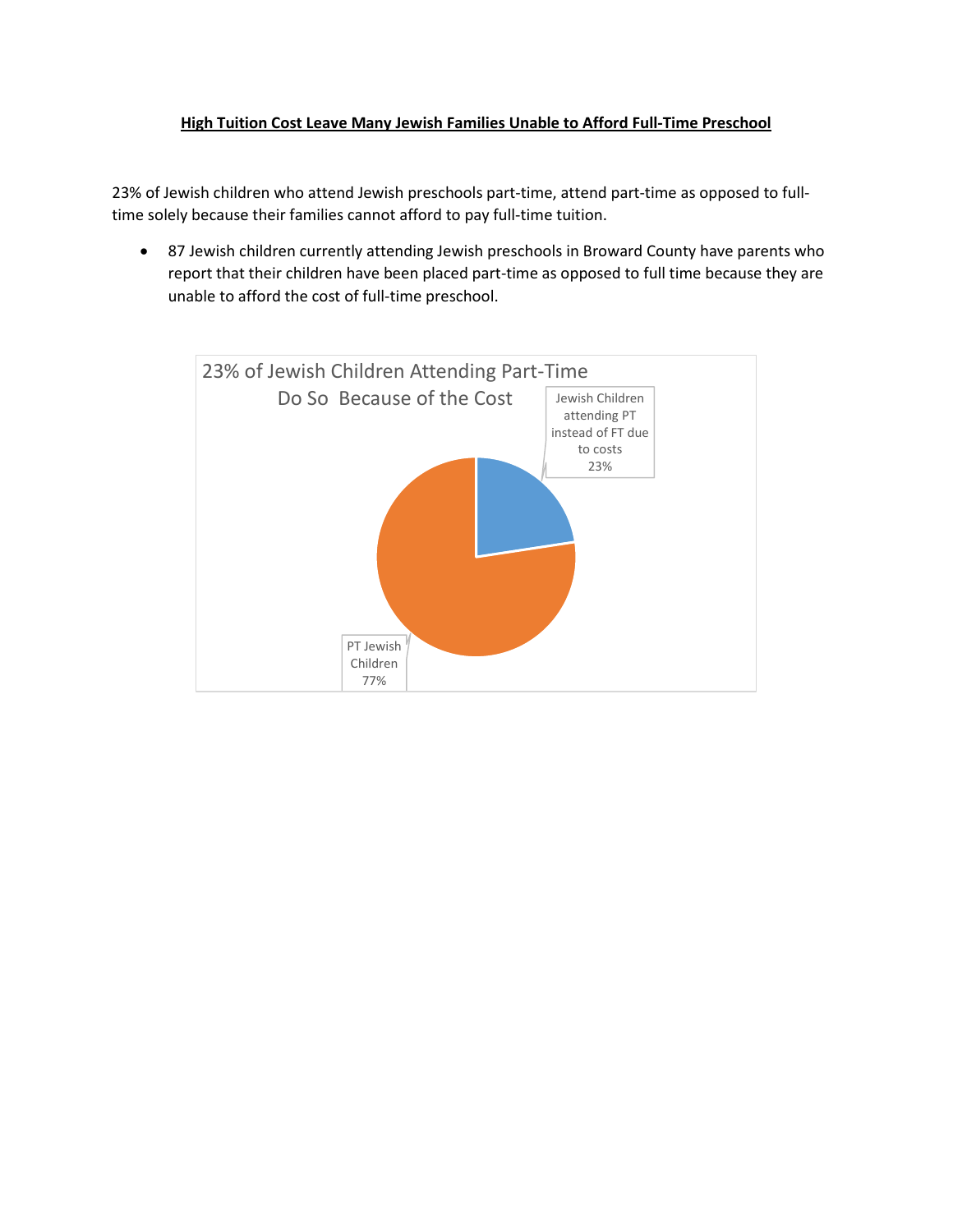**High Tuition Cost Leave Many Jewish Families Unable to Afford Full-Time Preschool**

23% of Jewish children who attend Jewish preschools part-time, attend part-time as opposed to full-time solely because their families cannot afford to pay full-time tuition.

- 87 Jewish children currently attending Jewish preschools in Broward County have parents who report that their children have been placed part-time as opposed to full time because they are unable to afford the cost of full-time preschool.

23% of Jewish Children Attending Part-Time Do So Because of the Cost

Jewish Children attending PT instead of FT due to costs 23%

PT Jewish Children 77%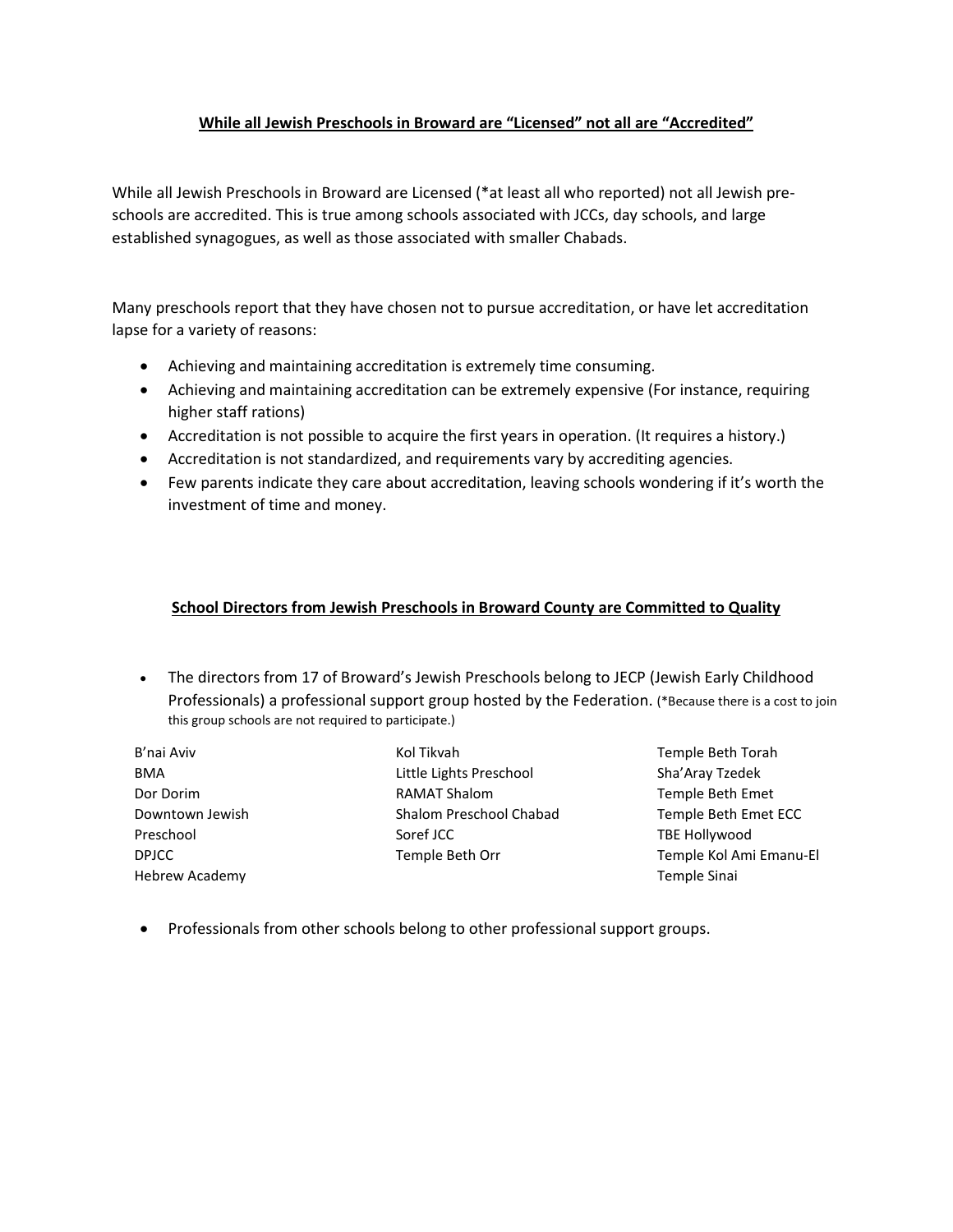**While all Jewish Preschools in Broward are "Licensed" not all are "Accredited"**

While all Jewish Preschools in Broward are Licensed (*at least all who reported) not all Jewish pre-schools are accredited. This is true among schools associated with JCCs, day schools, and large established synagogues, as well as those associated with smaller Chabads.

Many preschools report that they have chosen not to pursue accreditation, or have let accreditation lapse for a variety of reasons:

- Achieving and maintaining accreditation is extremely time consuming.
- Achieving and maintaining accreditation can be extremely expensive (For instance, requiring higher staff rations)
- Accreditation is not possible to acquire the first years in operation. (It requires a history.)
- Accreditation is not standardized, and requirements vary by accrediting agencies.
- Few parents indicate they care about accreditation, leaving schools wondering if it's worth the investment of time and money.

**School Directors from Jewish Preschools in Broward County are Committed to Quality**

- The directors from 17 of Broward's Jewish Preschools belong to JECP (Jewish Early Childhood Professionals) a professional support group hosted by the Federation. (*Because there is a cost to join this group schools are not required to participate.)

B'nai Aviv
BMA
Dor Dorim
Downtown Jewish Preschool
DPJCC
Hebrew Academy
Kol Tikvah
Little Lights Preschool
RAMAT Shalom
Shalom Preschool Chabad
Soref JCC
Temple Beth Orr
Temple Beth Torah
Sha'Aray Tzedek
Temple Beth Emet
Temple Beth Emet ECC
TBE Hollywood
Temple Kol Ami Emanu-El
Temple Sinai

- Professionals from other schools belong to other professional support groups.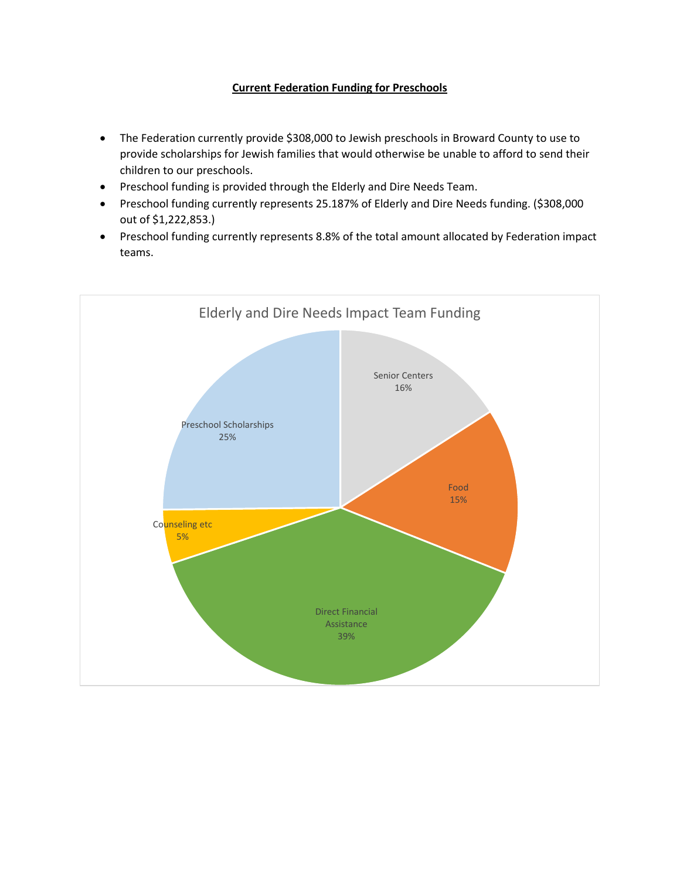## Current Federation Funding for Preschools

- The Federation currently provide $308,000 to Jewish preschools in Broward County to use to provide scholarships for Jewish families that would otherwise be unable to afford to send their children to our preschools.
- Preschool funding is provided through the Elderly and Dire Needs Team.
- Preschool funding currently represents 25.187% of Elderly and Dire Needs funding. ($308,000 out of $1,222,853.)
- Preschool funding currently represents 8.8% of the total amount allocated by Federation impact teams.

**Elderly and Dire Needs Impact Team Funding**

| Category | Percentage |
|---|---|
| Senior Centers | 16% |
| Food | 15% |
| Direct Financial Assistance | 39% |
| Counseling etc | 5% |
| Preschool Scholarships | 25% |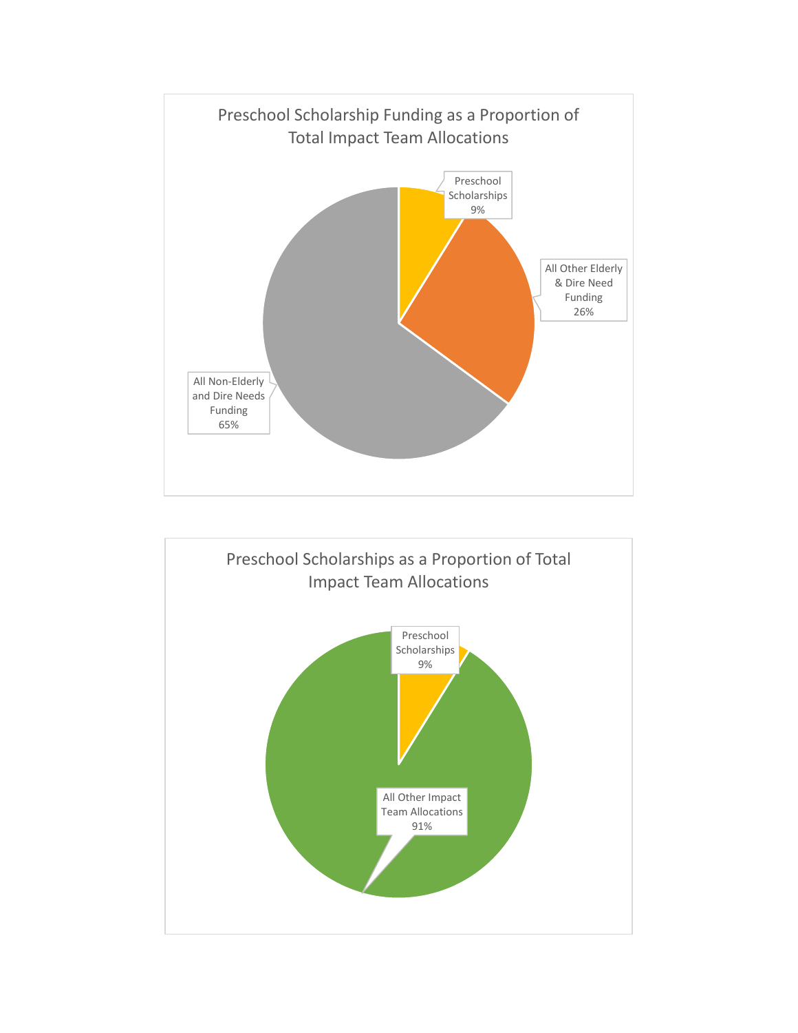Preschool Scholarship Funding as a Proportion of Total Impact Team Allocations

Preschool Scholarships 9%

All Other Elderly & Dire Need Funding 26%

All Non-Elderly and Dire Needs Funding 65%

Preschool Scholarships as a Proportion of Total Impact Team Allocations

Preschool Scholarships 9%

All Other Impact Team Allocations 91%